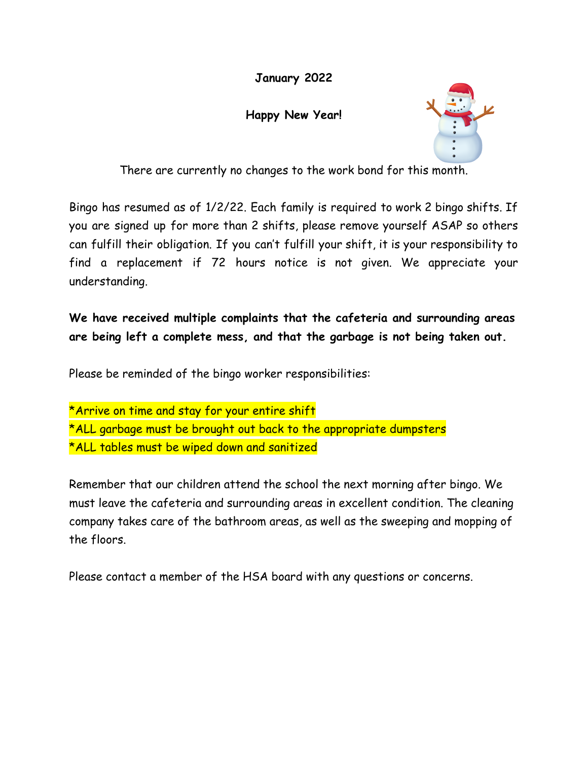**January 2022**

**Happy New Year!**

There are currently no changes to the work bond for this month.

Bingo has resumed as of 1/2/22. Each family is required to work 2 bingo shifts. If you are signed up for more than 2 shifts, please remove yourself ASAP so others can fulfill their obligation. If you can't fulfill your shift, it is your responsibility to find a replacement if 72 hours notice is not given. We appreciate your understanding.

**We have received multiple complaints that the cafeteria and surrounding areas are being left a complete mess, and that the garbage is not being taken out.**

Please be reminded of the bingo worker responsibilities:

*Arrive on time and stay for your entire shift
*ALL garbage must be brought out back to the appropriate dumpsters
*ALL tables must be wiped down and sanitized

Remember that our children attend the school the next morning after bingo. We must leave the cafeteria and surrounding areas in excellent condition. The cleaning company takes care of the bathroom areas, as well as the sweeping and mopping of the floors.

Please contact a member of the HSA board with any questions or concerns.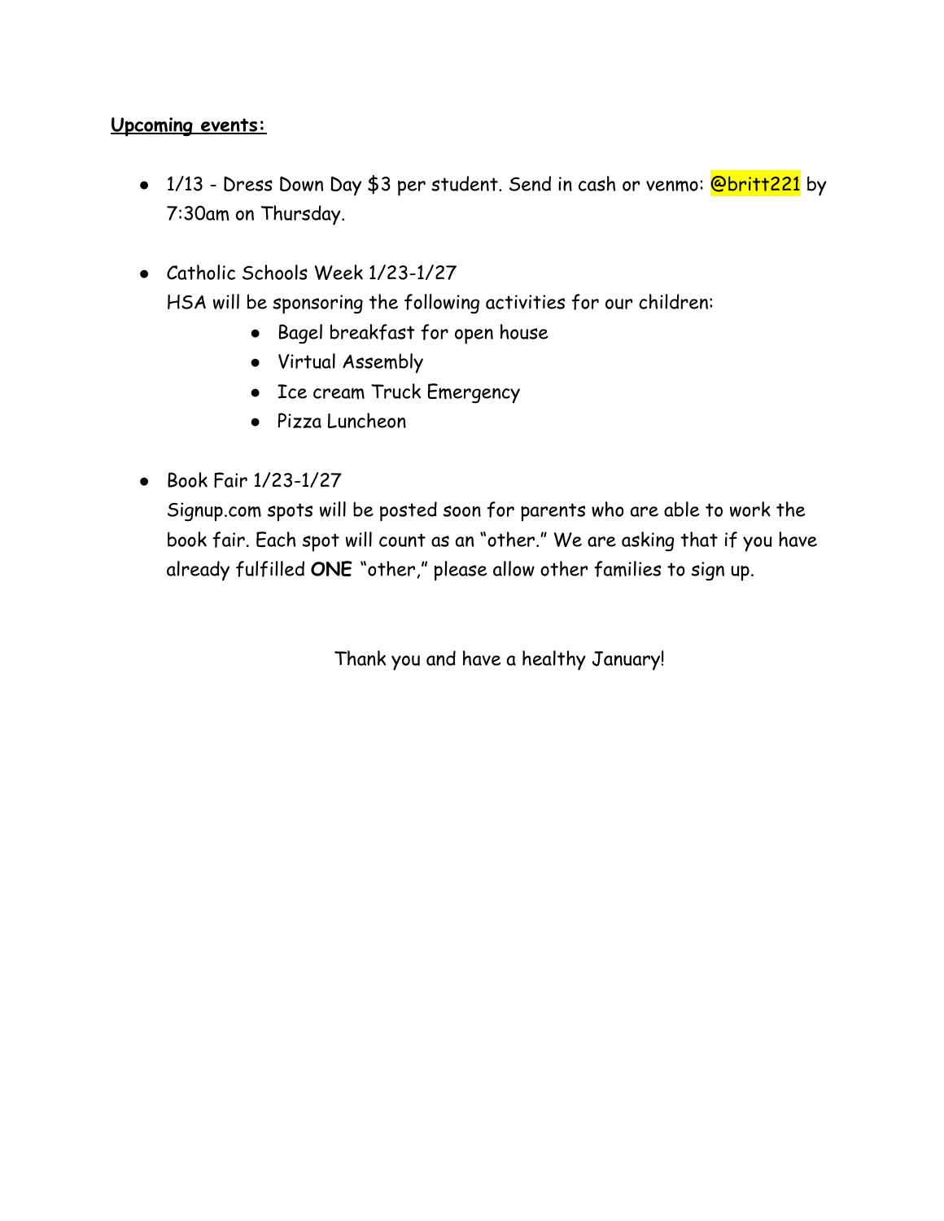**Upcoming events:**

- 1/13 - Dress Down Day $3 per student. Send in cash or venmo: @britt221 by 7:30am on Thursday.

- Catholic Schools Week 1/23-1/27
  HSA will be sponsoring the following activities for our children:
  - Bagel breakfast for open house
  - Virtual Assembly
  - Ice cream Truck Emergency
  - Pizza Luncheon

- Book Fair 1/23-1/27
  Signup.com spots will be posted soon for parents who are able to work the book fair. Each spot will count as an "other." We are asking that if you have already fulfilled **ONE** "other," please allow other families to sign up.

Thank you and have a healthy January!